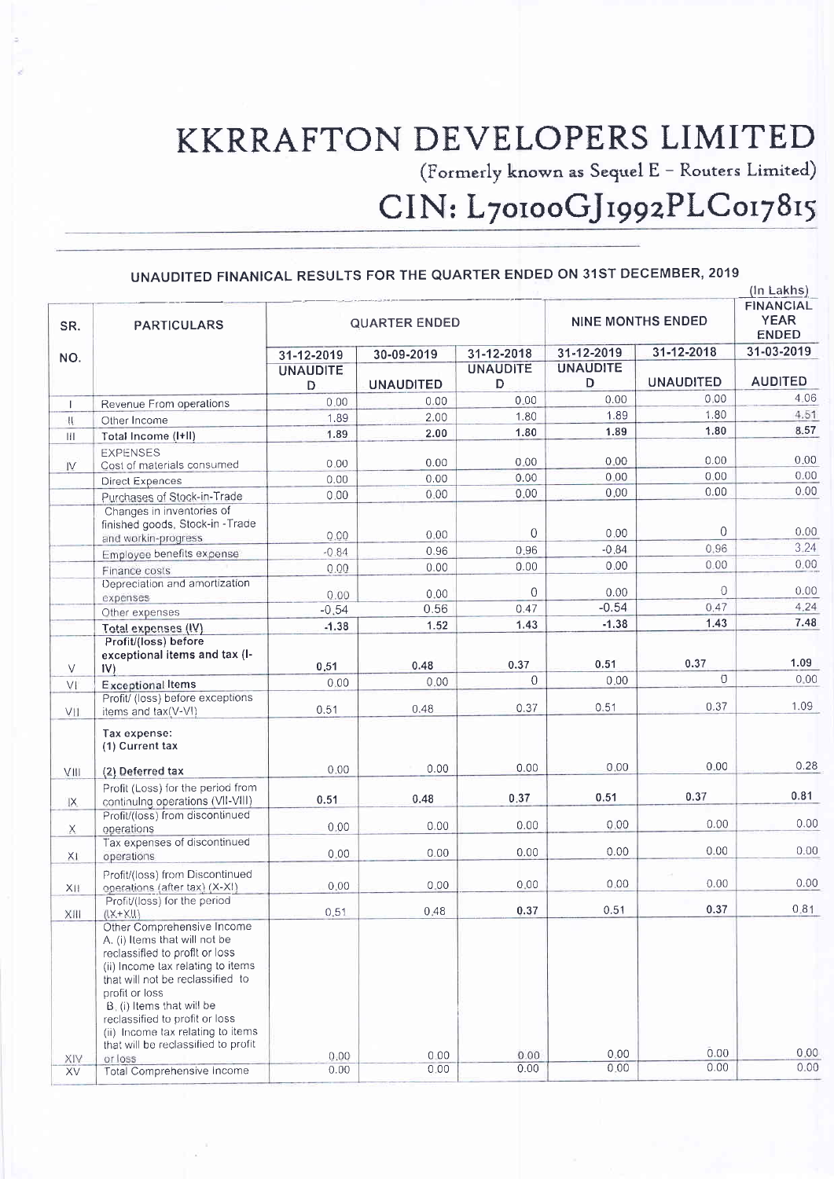# KKRAFTON DEVELOPERS LIMITED

(Formerly known as Sequel E – Routers Limited)

## CIN: L70100GJ1992PLC017815

### UNAUDITED FINANICAL RESULTS FOR THE QUARTER ENDED ON 31ST DECEMBER, 2019

(In Lakhs)

| SR. NO. | PARTICULARS | QUARTER ENDED | | | NINE MONTHS ENDED | | FINANCIAL YEAR ENDED |
|---|---|---|---|---|---|---|---|
| | | 31-12-2019 | 30-09-2019 | 31-12-2018 | 31-12-2019 | 31-12-2018 | 31-03-2019 |
| | | UNAUDITED | UNAUDITED | UNAUDITED | UNAUDITED | UNAUDITED | AUDITED |
| I | Revenue From operations | 0.00 | 0.00 | 0.00 | 0.00 | 0.00 | 4.06 |
| II | Other Income | 1.89 | 2.00 | 1.80 | 1.89 | 1.80 | 4.51 |
| III | **Total Income (I+II)** | **1.89** | **2.00** | **1.80** | **1.89** | **1.80** | **8.57** |
| IV | EXPENSES<br>Cost of materials consumed | 0.00 | 0.00 | 0.00 | 0.00 | 0.00 | 0.00 |
| | Direct Expences | 0.00 | 0.00 | 0.00 | 0.00 | 0.00 | 0.00 |
| | Purchases of Stock-in-Trade | 0.00 | 0.00 | 0.00 | 0.00 | 0.00 | 0.00 |
| | Changes in inventories of finished goods, Stock-in -Trade and workin-progress | 0.00 | 0.00 | 0 | 0.00 | 0 | 0.00 |
| | Employee benefits expense | -0.84 | 0.96 | 0.96 | -0.84 | 0.96 | 3.24 |
| | Finance costs | 0.00 | 0.00 | 0.00 | 0.00 | 0.00 | 0.00 |
| | Depreciation and amortization expenses | 0.00 | 0.00 | 0 | 0.00 | 0 | 0.00 |
| | Other expenses | -0.54 | 0.56 | 0.47 | -0.54 | 0.47 | 4.24 |
| | **Total expenses (IV)** | **-1.38** | **1.52** | **1.43** | **-1.38** | **1.43** | **7.48** |
| V | **Profit/(loss) before exceptional items and tax (I-IV)** | **0.51** | **0.48** | **0.37** | **0.51** | **0.37** | **1.09** |
| VI | **Exceptional Items** | 0.00 | 0.00 | 0 | 0.00 | 0 | 0.00 |
| VII | Profit/ (loss) before exceptions items and tax(V-VI) | 0.51 | 0.48 | 0.37 | 0.51 | 0.37 | 1.09 |
| VIII | **Tax expense:**<br>**(1) Current tax**<br>**(2) Deferred tax** | 0.00 | 0.00 | 0.00 | 0.00 | 0.00 | 0.28 |
| IX | Profit (Loss) for the period from continuing operations (VII-VIII) | **0.51** | **0.48** | **0.37** | **0.51** | **0.37** | **0.81** |
| X | Profit/(loss) from discontinued operations | 0.00 | 0.00 | 0.00 | 0.00 | 0.00 | 0.00 |
| XI | Tax expenses of discontinued operations | 0.00 | 0.00 | 0.00 | 0.00 | 0.00 | 0.00 |
| XII | Profit/(loss) from Discontinued operations (after tax) (X-XI) | 0.00 | 0.00 | 0.00 | 0.00 | 0.00 | 0.00 |
| XIII | Profit/(loss) for the period (IX+XII) | 0.51 | 0.48 | **0.37** | 0.51 | **0.37** | 0.81 |
| XIV | Other Comprehensive Income<br>A. (i) Items that will not be reclassified to profit or loss<br>(ii) Income tax relating to items that will not be reclassified to profit or loss<br>B. (i) Items that will be reclassified to profit or loss<br>(ii) Income tax relating to items that will be reclassified to profit or loss | 0.00 | 0.00 | 0.00 | 0.00 | 0.00 | 0.00 |
| XV | Total Comprehensive Income | 0.00 | 0.00 | 0.00 | 0.00 | 0.00 | 0.00 |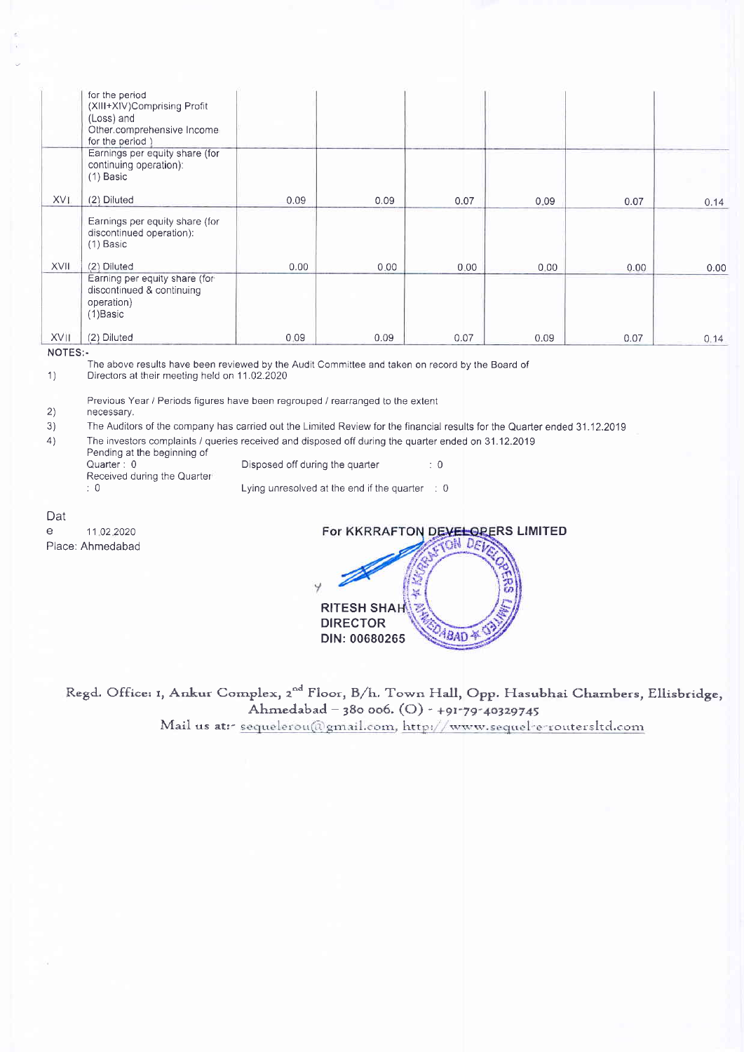|  | for the period (XIII+XIV)Comprising Profit (Loss) and Other.comprehensive Income for the period ) |  |  |  |  |  |  |
|---|---|---|---|---|---|---|---|
| XVI | Earnings per equity share (for continuing operation): (1) Basic (2) Diluted | 0.09 | 0.09 | 0.07 | 0.09 | 0.07 | 0.14 |
| XVII | Earnings per equity share (for discontinued operation): (1) Basic (2) Diluted | 0.00 | 0.00 | 0.00 | 0.00 | 0.00 | 0.00 |
| XVII | Earning per equity share (for discontinued & continuing operation) (1)Basic (2) Diluted | 0.09 | 0.09 | 0.07 | 0.09 | 0.07 | 0.14 |

**NOTES:-**

1) The above results have been reviewed by the Audit Committee and taken on record by the Board of Directors at their meeting held on 11.02.2020

2) Previous Year / Periods figures have been regrouped / rearranged to the extent necessary.

3) The Auditors of the company has carried out the Limited Review for the financial results for the Quarter ended 31.12.2019

4) The investors complaints / queries received and disposed off during the quarter ended on 31.12.2019

| | |
|---|---|
| Pending at the beginning of Quarter : 0 | Disposed off during the quarter : 0 |
| Received during the Quarter : 0 | Lying unresolved at the end if the quarter : 0 |

Date 11.02.2020
Place: Ahmedabad

For KKRRAFTON DEVELOPERS LIMITED

RITESH SHAH
DIRECTOR
DIN: 00680265

Regd. Office: 1, Ankur Complex, 2nd Floor, B/h. Town Hall, Opp. Hasubhai Chambers, Ellisbridge, Ahmedabad – 380 006. (O) - +91-79-40329745
Mail us at:- sequelerou@gmail.com, http://www.sequel-e-routersltd.com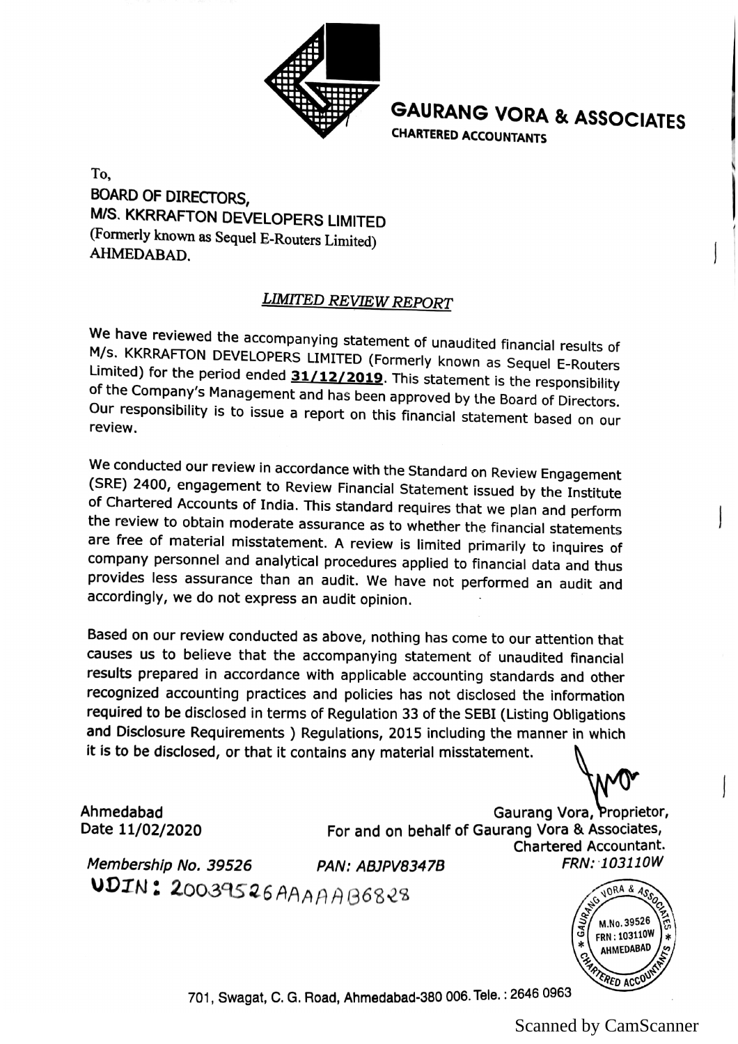# GAURANG VORA & ASSOCIATES

CHARTERED ACCOUNTANTS

To,

BOARD OF DIRECTORS,
M/S. KKRRAFTON DEVELOPERS LIMITED
(Formerly known as Sequel E-Routers Limited)
AHMEDABAD.

## *LIMITED REVIEW REPORT*

We have reviewed the accompanying statement of unaudited financial results of M/s. KKRRAFTON DEVELOPERS LIMITED (Formerly known as Sequel E-Routers Limited) for the period ended **31/12/2019**. This statement is the responsibility of the Company's Management and has been approved by the Board of Directors. Our responsibility is to issue a report on this financial statement based on our review.

We conducted our review in accordance with the Standard on Review Engagement (SRE) 2400, engagement to Review Financial Statement issued by the Institute of Chartered Accounts of India. This standard requires that we plan and perform the review to obtain moderate assurance as to whether the financial statements are free of material misstatement. A review is limited primarily to inquires of company personnel and analytical procedures applied to financial data and thus provides less assurance than an audit. We have not performed an audit and accordingly, we do not express an audit opinion.

Based on our review conducted as above, nothing has come to our attention that causes us to believe that the accompanying statement of unaudited financial results prepared in accordance with applicable accounting standards and other recognized accounting practices and policies has not disclosed the information required to be disclosed in terms of Regulation 33 of the SEBI (Listing Obligations and Disclosure Requirements ) Regulations, 2015 including the manner in which it is to be disclosed, or that it contains any material misstatement.

Ahmedabad
Date 11/02/2020

Gaurang Vora, Proprietor,
For and on behalf of Gaurang Vora & Associates,
Chartered Accountant.

*Membership No. 39526* *PAN: ABJPV8347B* *FRN: 103110W*

UDIN: 20039526AAAAAB6828

701, Swagat, C. G. Road, Ahmedabad-380 006. Tele. : 2646 0963